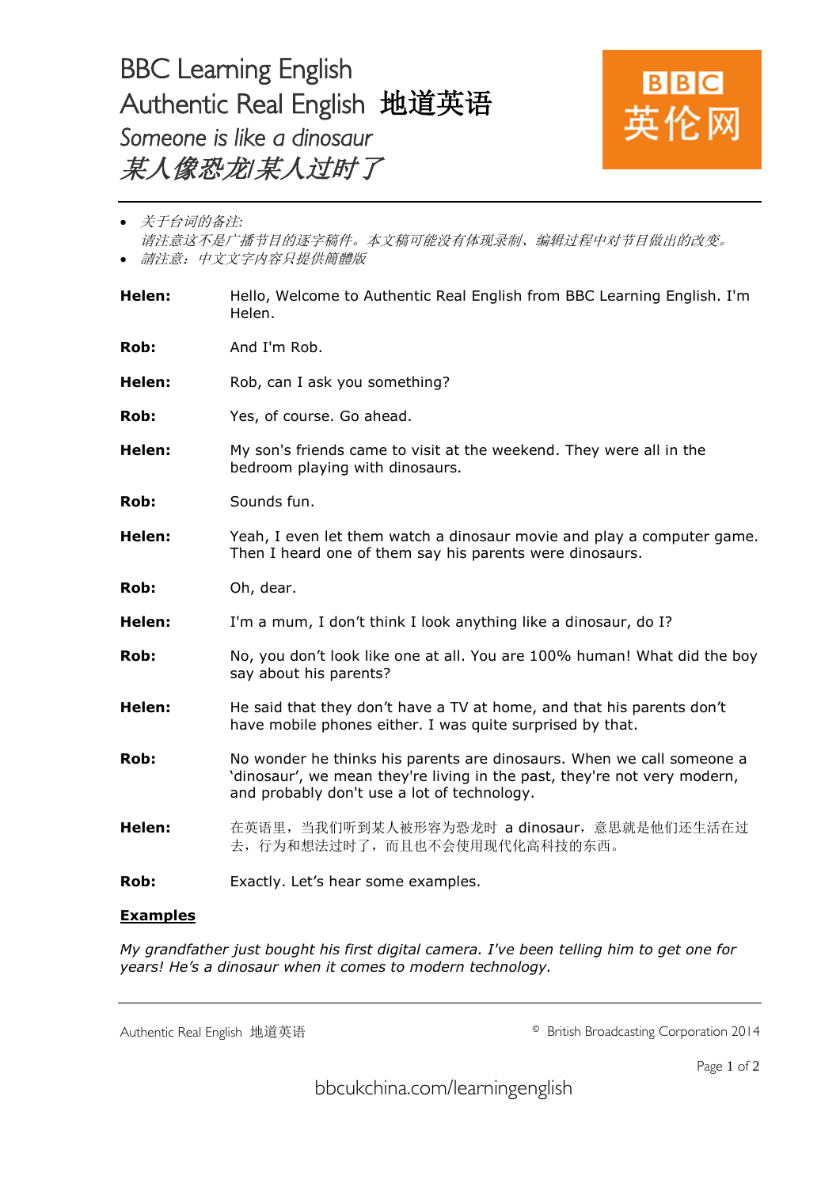# BBC Learning English
# Authentic Real English 地道英语
## *Someone is like a dinosaur*
## *某人像恐龙/某人过时了*

BBC 英伦网

- *关于台词的备注:*
  *请注意这不是广播节目的逐字稿件。本文稿可能没有体现录制、编辑过程中对节目做出的改变。*
- *請注意：中文文字內容只提供簡體版*

**Helen:** Hello, Welcome to Authentic Real English from BBC Learning English. I'm Helen.

**Rob:** And I'm Rob.

**Helen:** Rob, can I ask you something?

**Rob:** Yes, of course. Go ahead.

**Helen:** My son's friends came to visit at the weekend. They were all in the bedroom playing with dinosaurs.

**Rob:** Sounds fun.

**Helen:** Yeah, I even let them watch a dinosaur movie and play a computer game. Then I heard one of them say his parents were dinosaurs.

**Rob:** Oh, dear.

**Helen:** I'm a mum, I don't think I look anything like a dinosaur, do I?

**Rob:** No, you don't look like one at all. You are 100% human! What did the boy say about his parents?

**Helen:** He said that they don't have a TV at home, and that his parents don't have mobile phones either. I was quite surprised by that.

**Rob:** No wonder he thinks his parents are dinosaurs. When we call someone a 'dinosaur', we mean they're living in the past, they're not very modern, and probably don't use a lot of technology.

**Helen:** 在英语里，当我们听到某人被形容为恐龙时 a dinosaur，意思就是他们还生活在过去，行为和想法过时了，而且也不会使用现代化高科技的东西。

**Rob:** Exactly. Let's hear some examples.

**<u>Examples</u>**

*My grandfather just bought his first digital camera. I've been telling him to get one for years! He's a dinosaur when it comes to modern technology.*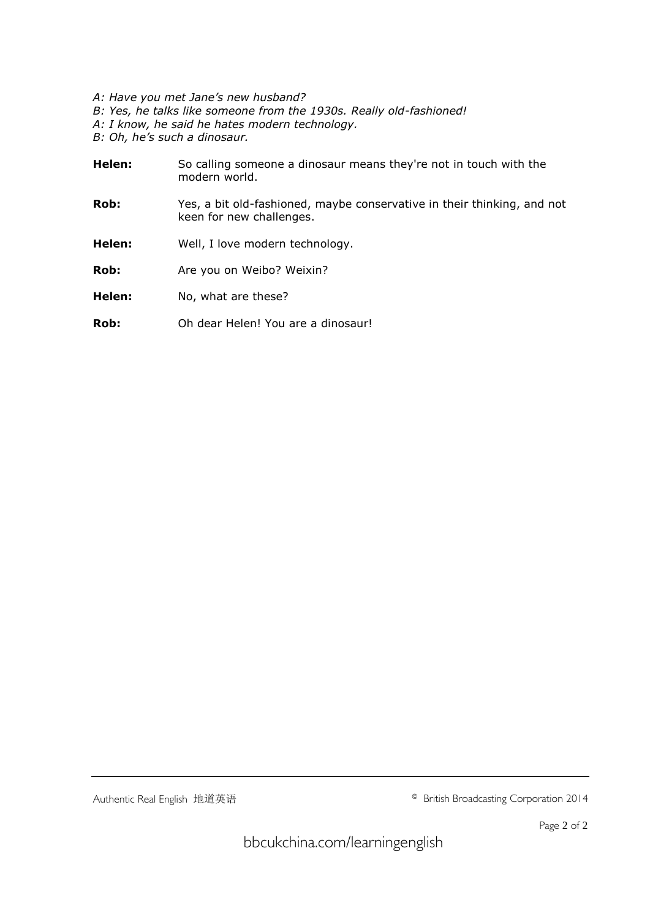*A: Have you met Jane's new husband?*
*B: Yes, he talks like someone from the 1930s. Really old-fashioned!*
*A: I know, he said he hates modern technology.*
*B: Oh, he's such a dinosaur.*

**Helen:** So calling someone a dinosaur means they're not in touch with the modern world.

**Rob:** Yes, a bit old-fashioned, maybe conservative in their thinking, and not keen for new challenges.

**Helen:** Well, I love modern technology.

**Rob:** Are you on Weibo? Weixin?

**Helen:** No, what are these?

**Rob:** Oh dear Helen! You are a dinosaur!